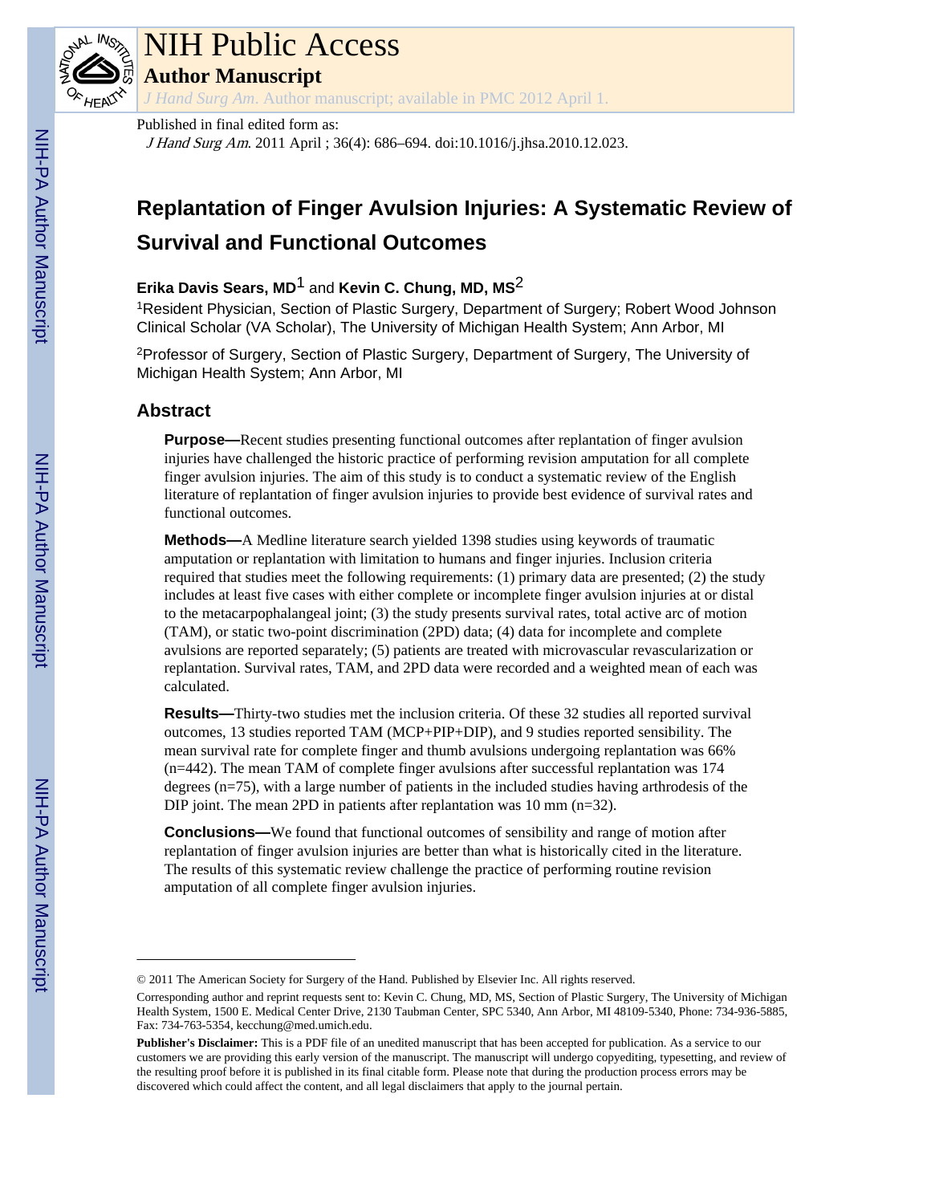NIH Public Access

**Author Manuscript**

*J Hand Surg Am*. Author manuscript; available in PMC 2012 April 1.

Published in final edited form as:

*J Hand Surg Am*. 2011 April ; 36(4): 686–694. doi:10.1016/j.jhsa.2010.12.023.

# Replantation of Finger Avulsion Injuries: A Systematic Review of Survival and Functional Outcomes

**Erika Davis Sears, MD**[1] and **Kevin C. Chung, MD, MS**[2]

[1]Resident Physician, Section of Plastic Surgery, Department of Surgery; Robert Wood Johnson Clinical Scholar (VA Scholar), The University of Michigan Health System; Ann Arbor, MI

[2]Professor of Surgery, Section of Plastic Surgery, Department of Surgery, The University of Michigan Health System; Ann Arbor, MI

## Abstract

**Purpose—**Recent studies presenting functional outcomes after replantation of finger avulsion injuries have challenged the historic practice of performing revision amputation for all complete finger avulsion injuries. The aim of this study is to conduct a systematic review of the English literature of replantation of finger avulsion injuries to provide best evidence of survival rates and functional outcomes.

**Methods—**A Medline literature search yielded 1398 studies using keywords of traumatic amputation or replantation with limitation to humans and finger injuries. Inclusion criteria required that studies meet the following requirements: (1) primary data are presented; (2) the study includes at least five cases with either complete or incomplete finger avulsion injuries at or distal to the metacarpophalangeal joint; (3) the study presents survival rates, total active arc of motion (TAM), or static two-point discrimination (2PD) data; (4) data for incomplete and complete avulsions are reported separately; (5) patients are treated with microvascular revascularization or replantation. Survival rates, TAM, and 2PD data were recorded and a weighted mean of each was calculated.

**Results—**Thirty-two studies met the inclusion criteria. Of these 32 studies all reported survival outcomes, 13 studies reported TAM (MCP+PIP+DIP), and 9 studies reported sensibility. The mean survival rate for complete finger and thumb avulsions undergoing replantation was 66% (n=442). The mean TAM of complete finger avulsions after successful replantation was 174 degrees (n=75), with a large number of patients in the included studies having arthrodesis of the DIP joint. The mean 2PD in patients after replantation was 10 mm (n=32).

**Conclusions—**We found that functional outcomes of sensibility and range of motion after replantation of finger avulsion injuries are better than what is historically cited in the literature. The results of this systematic review challenge the practice of performing routine revision amputation of all complete finger avulsion injuries.

---

© 2011 The American Society for Surgery of the Hand. Published by Elsevier Inc. All rights reserved.

Corresponding author and reprint requests sent to: Kevin C. Chung, MD, MS, Section of Plastic Surgery, The University of Michigan Health System, 1500 E. Medical Center Drive, 2130 Taubman Center, SPC 5340, Ann Arbor, MI 48109-5340, Phone: 734-936-5885, Fax: 734-763-5354, kecchung@med.umich.edu.

**Publisher's Disclaimer:** This is a PDF file of an unedited manuscript that has been accepted for publication. As a service to our customers we are providing this early version of the manuscript. The manuscript will undergo copyediting, typesetting, and review of the resulting proof before it is published in its final citable form. Please note that during the production process errors may be discovered which could affect the content, and all legal disclaimers that apply to the journal pertain.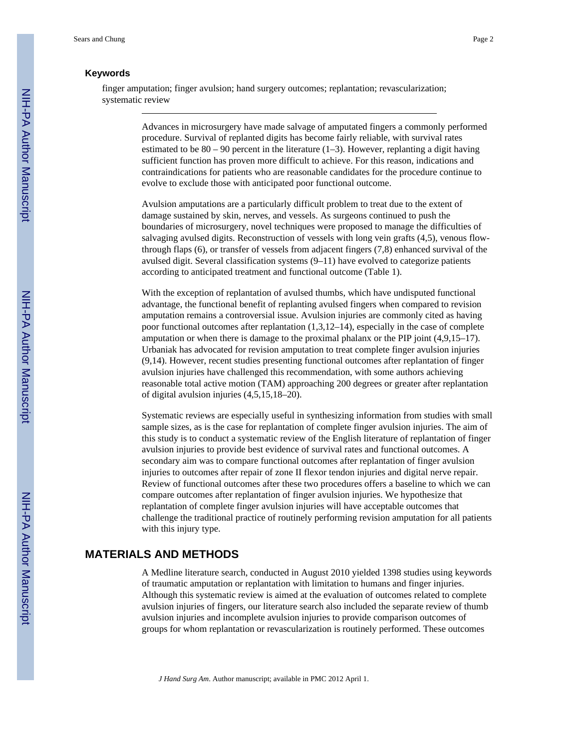### Keywords

finger amputation; finger avulsion; hand surgery outcomes; replantation; revascularization; systematic review

---

Advances in microsurgery have made salvage of amputated fingers a commonly performed procedure. Survival of replanted digits has become fairly reliable, with survival rates estimated to be 80 – 90 percent in the literature (1–3). However, replanting a digit having sufficient function has proven more difficult to achieve. For this reason, indications and contraindications for patients who are reasonable candidates for the procedure continue to evolve to exclude those with anticipated poor functional outcome.

Avulsion amputations are a particularly difficult problem to treat due to the extent of damage sustained by skin, nerves, and vessels. As surgeons continued to push the boundaries of microsurgery, novel techniques were proposed to manage the difficulties of salvaging avulsed digits. Reconstruction of vessels with long vein grafts (4,5), venous flow-through flaps (6), or transfer of vessels from adjacent fingers (7,8) enhanced survival of the avulsed digit. Several classification systems (9–11) have evolved to categorize patients according to anticipated treatment and functional outcome (Table 1).

With the exception of replantation of avulsed thumbs, which have undisputed functional advantage, the functional benefit of replanting avulsed fingers when compared to revision amputation remains a controversial issue. Avulsion injuries are commonly cited as having poor functional outcomes after replantation (1,3,12–14), especially in the case of complete amputation or when there is damage to the proximal phalanx or the PIP joint (4,9,15–17). Urbaniak has advocated for revision amputation to treat complete finger avulsion injuries (9,14). However, recent studies presenting functional outcomes after replantation of finger avulsion injuries have challenged this recommendation, with some authors achieving reasonable total active motion (TAM) approaching 200 degrees or greater after replantation of digital avulsion injuries (4,5,15,18–20).

Systematic reviews are especially useful in synthesizing information from studies with small sample sizes, as is the case for replantation of complete finger avulsion injuries. The aim of this study is to conduct a systematic review of the English literature of replantation of finger avulsion injuries to provide best evidence of survival rates and functional outcomes. A secondary aim was to compare functional outcomes after replantation of finger avulsion injuries to outcomes after repair of zone II flexor tendon injuries and digital nerve repair. Review of functional outcomes after these two procedures offers a baseline to which we can compare outcomes after replantation of finger avulsion injuries. We hypothesize that replantation of complete finger avulsion injuries will have acceptable outcomes that challenge the traditional practice of routinely performing revision amputation for all patients with this injury type.

## MATERIALS AND METHODS

A Medline literature search, conducted in August 2010 yielded 1398 studies using keywords of traumatic amputation or replantation with limitation to humans and finger injuries. Although this systematic review is aimed at the evaluation of outcomes related to complete avulsion injuries of fingers, our literature search also included the separate review of thumb avulsion injuries and incomplete avulsion injuries to provide comparison outcomes of groups for whom replantation or revascularization is routinely performed. These outcomes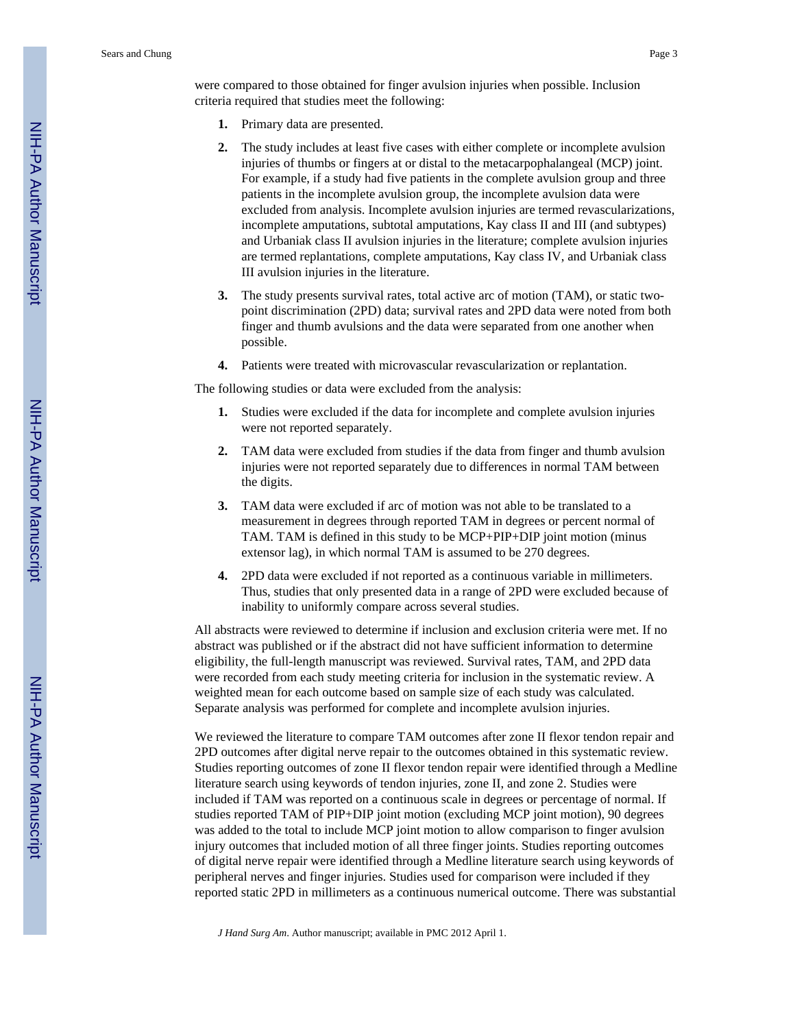were compared to those obtained for finger avulsion injuries when possible. Inclusion criteria required that studies meet the following:

1. Primary data are presented.
2. The study includes at least five cases with either complete or incomplete avulsion injuries of thumbs or fingers at or distal to the metacarpophalangeal (MCP) joint. For example, if a study had five patients in the complete avulsion group and three patients in the incomplete avulsion group, the incomplete avulsion data were excluded from analysis. Incomplete avulsion injuries are termed revascularizations, incomplete amputations, subtotal amputations, Kay class II and III (and subtypes) and Urbaniak class II avulsion injuries in the literature; complete avulsion injuries are termed replantations, complete amputations, Kay class IV, and Urbaniak class III avulsion injuries in the literature.
3. The study presents survival rates, total active arc of motion (TAM), or static two-point discrimination (2PD) data; survival rates and 2PD data were noted from both finger and thumb avulsions and the data were separated from one another when possible.
4. Patients were treated with microvascular revascularization or replantation.

The following studies or data were excluded from the analysis:

1. Studies were excluded if the data for incomplete and complete avulsion injuries were not reported separately.
2. TAM data were excluded from studies if the data from finger and thumb avulsion injuries were not reported separately due to differences in normal TAM between the digits.
3. TAM data were excluded if arc of motion was not able to be translated to a measurement in degrees through reported TAM in degrees or percent normal of TAM. TAM is defined in this study to be MCP+PIP+DIP joint motion (minus extensor lag), in which normal TAM is assumed to be 270 degrees.
4. 2PD data were excluded if not reported as a continuous variable in millimeters. Thus, studies that only presented data in a range of 2PD were excluded because of inability to uniformly compare across several studies.

All abstracts were reviewed to determine if inclusion and exclusion criteria were met. If no abstract was published or if the abstract did not have sufficient information to determine eligibility, the full-length manuscript was reviewed. Survival rates, TAM, and 2PD data were recorded from each study meeting criteria for inclusion in the systematic review. A weighted mean for each outcome based on sample size of each study was calculated. Separate analysis was performed for complete and incomplete avulsion injuries.

We reviewed the literature to compare TAM outcomes after zone II flexor tendon repair and 2PD outcomes after digital nerve repair to the outcomes obtained in this systematic review. Studies reporting outcomes of zone II flexor tendon repair were identified through a Medline literature search using keywords of tendon injuries, zone II, and zone 2. Studies were included if TAM was reported on a continuous scale in degrees or percentage of normal. If studies reported TAM of PIP+DIP joint motion (excluding MCP joint motion), 90 degrees was added to the total to include MCP joint motion to allow comparison to finger avulsion injury outcomes that included motion of all three finger joints. Studies reporting outcomes of digital nerve repair were identified through a Medline literature search using keywords of peripheral nerves and finger injuries. Studies used for comparison were included if they reported static 2PD in millimeters as a continuous numerical outcome. There was substantial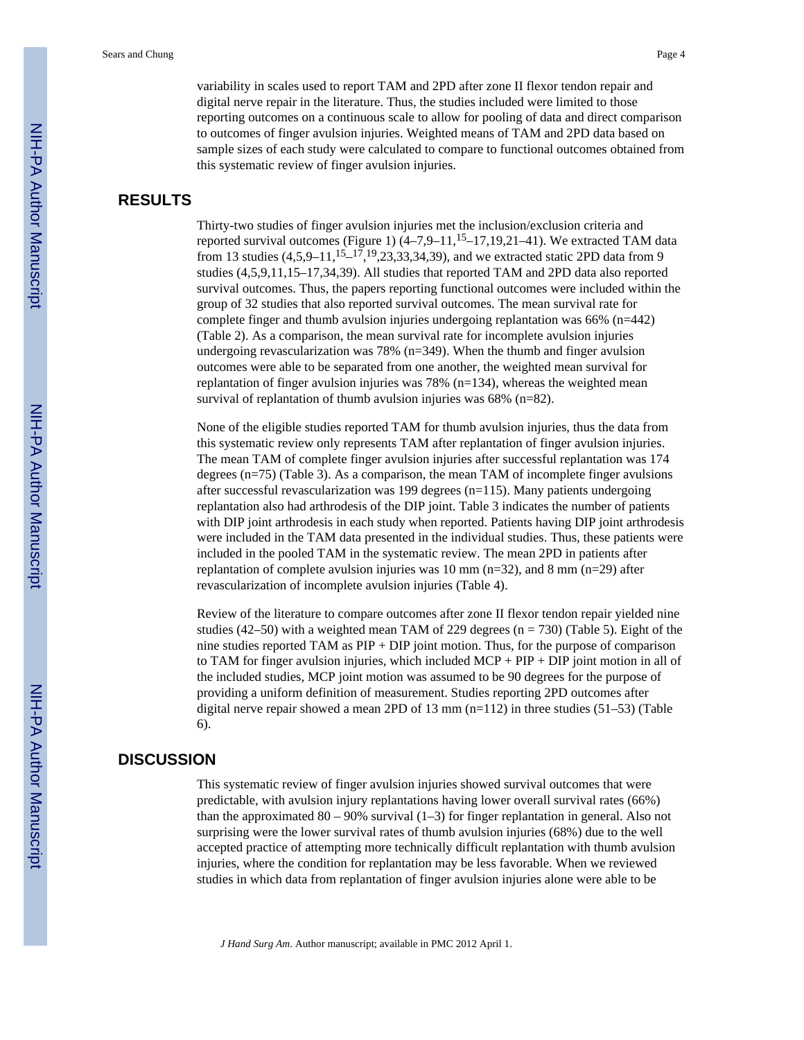variability in scales used to report TAM and 2PD after zone II flexor tendon repair and digital nerve repair in the literature. Thus, the studies included were limited to those reporting outcomes on a continuous scale to allow for pooling of data and direct comparison to outcomes of finger avulsion injuries. Weighted means of TAM and 2PD data based on sample sizes of each study were calculated to compare to functional outcomes obtained from this systematic review of finger avulsion injuries.

## RESULTS

Thirty-two studies of finger avulsion injuries met the inclusion/exclusion criteria and reported survival outcomes (Figure 1) (4–7,9–11,[15]–17,19,21–41). We extracted TAM data from 13 studies (4,5,9–11,[15]–[17],[19],23,33,34,39), and we extracted static 2PD data from 9 studies (4,5,9,11,15–17,34,39). All studies that reported TAM and 2PD data also reported survival outcomes. Thus, the papers reporting functional outcomes were included within the group of 32 studies that also reported survival outcomes. The mean survival rate for complete finger and thumb avulsion injuries undergoing replantation was 66% (n=442) (Table 2). As a comparison, the mean survival rate for incomplete avulsion injuries undergoing revascularization was 78% (n=349). When the thumb and finger avulsion outcomes were able to be separated from one another, the weighted mean survival for replantation of finger avulsion injuries was 78% (n=134), whereas the weighted mean survival of replantation of thumb avulsion injuries was 68% (n=82).

None of the eligible studies reported TAM for thumb avulsion injuries, thus the data from this systematic review only represents TAM after replantation of finger avulsion injuries. The mean TAM of complete finger avulsion injuries after successful replantation was 174 degrees (n=75) (Table 3). As a comparison, the mean TAM of incomplete finger avulsions after successful revascularization was 199 degrees (n=115). Many patients undergoing replantation also had arthrodesis of the DIP joint. Table 3 indicates the number of patients with DIP joint arthrodesis in each study when reported. Patients having DIP joint arthrodesis were included in the TAM data presented in the individual studies. Thus, these patients were included in the pooled TAM in the systematic review. The mean 2PD in patients after replantation of complete avulsion injuries was 10 mm (n=32), and 8 mm (n=29) after revascularization of incomplete avulsion injuries (Table 4).

Review of the literature to compare outcomes after zone II flexor tendon repair yielded nine studies (42–50) with a weighted mean TAM of 229 degrees (n = 730) (Table 5). Eight of the nine studies reported TAM as PIP + DIP joint motion. Thus, for the purpose of comparison to TAM for finger avulsion injuries, which included MCP + PIP + DIP joint motion in all of the included studies, MCP joint motion was assumed to be 90 degrees for the purpose of providing a uniform definition of measurement. Studies reporting 2PD outcomes after digital nerve repair showed a mean 2PD of 13 mm (n=112) in three studies (51–53) (Table 6).

## DISCUSSION

This systematic review of finger avulsion injuries showed survival outcomes that were predictable, with avulsion injury replantations having lower overall survival rates (66%) than the approximated 80 – 90% survival (1–3) for finger replantation in general. Also not surprising were the lower survival rates of thumb avulsion injuries (68%) due to the well accepted practice of attempting more technically difficult replantation with thumb avulsion injuries, where the condition for replantation may be less favorable. When we reviewed studies in which data from replantation of finger avulsion injuries alone were able to be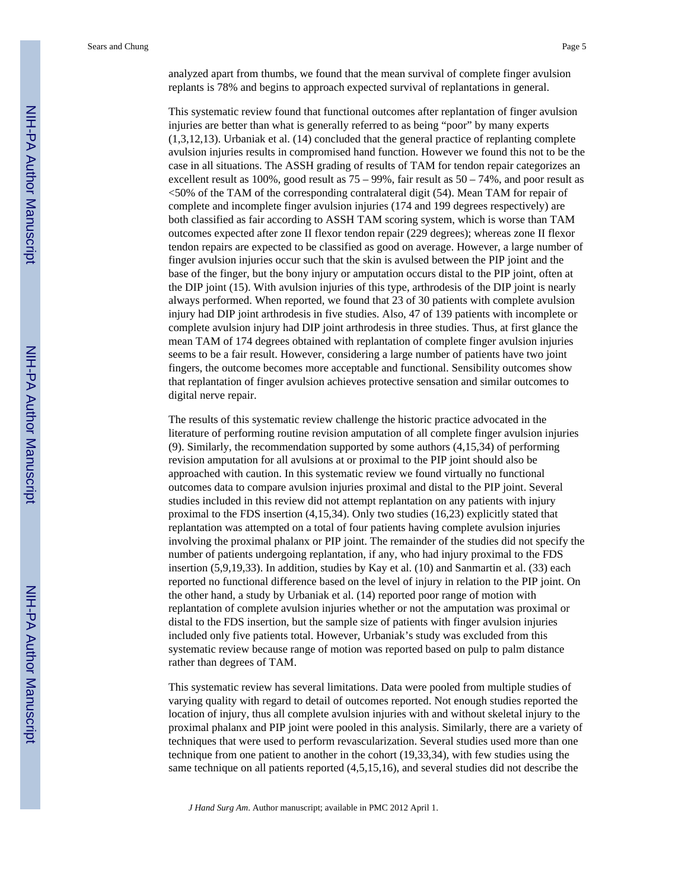analyzed apart from thumbs, we found that the mean survival of complete finger avulsion replants is 78% and begins to approach expected survival of replantations in general.

This systematic review found that functional outcomes after replantation of finger avulsion injuries are better than what is generally referred to as being "poor" by many experts (1,3,12,13). Urbaniak et al. (14) concluded that the general practice of replanting complete avulsion injuries results in compromised hand function. However we found this not to be the case in all situations. The ASSH grading of results of TAM for tendon repair categorizes an excellent result as 100%, good result as 75 – 99%, fair result as 50 – 74%, and poor result as <50% of the TAM of the corresponding contralateral digit (54). Mean TAM for repair of complete and incomplete finger avulsion injuries (174 and 199 degrees respectively) are both classified as fair according to ASSH TAM scoring system, which is worse than TAM outcomes expected after zone II flexor tendon repair (229 degrees); whereas zone II flexor tendon repairs are expected to be classified as good on average. However, a large number of finger avulsion injuries occur such that the skin is avulsed between the PIP joint and the base of the finger, but the bony injury or amputation occurs distal to the PIP joint, often at the DIP joint (15). With avulsion injuries of this type, arthrodesis of the DIP joint is nearly always performed. When reported, we found that 23 of 30 patients with complete avulsion injury had DIP joint arthrodesis in five studies. Also, 47 of 139 patients with incomplete or complete avulsion injury had DIP joint arthrodesis in three studies. Thus, at first glance the mean TAM of 174 degrees obtained with replantation of complete finger avulsion injuries seems to be a fair result. However, considering a large number of patients have two joint fingers, the outcome becomes more acceptable and functional. Sensibility outcomes show that replantation of finger avulsion achieves protective sensation and similar outcomes to digital nerve repair.

The results of this systematic review challenge the historic practice advocated in the literature of performing routine revision amputation of all complete finger avulsion injuries (9). Similarly, the recommendation supported by some authors (4,15,34) of performing revision amputation for all avulsions at or proximal to the PIP joint should also be approached with caution. In this systematic review we found virtually no functional outcomes data to compare avulsion injuries proximal and distal to the PIP joint. Several studies included in this review did not attempt replantation on any patients with injury proximal to the FDS insertion (4,15,34). Only two studies (16,23) explicitly stated that replantation was attempted on a total of four patients having complete avulsion injuries involving the proximal phalanx or PIP joint. The remainder of the studies did not specify the number of patients undergoing replantation, if any, who had injury proximal to the FDS insertion (5,9,19,33). In addition, studies by Kay et al. (10) and Sanmartin et al. (33) each reported no functional difference based on the level of injury in relation to the PIP joint. On the other hand, a study by Urbaniak et al. (14) reported poor range of motion with replantation of complete avulsion injuries whether or not the amputation was proximal or distal to the FDS insertion, but the sample size of patients with finger avulsion injuries included only five patients total. However, Urbaniak's study was excluded from this systematic review because range of motion was reported based on pulp to palm distance rather than degrees of TAM.

This systematic review has several limitations. Data were pooled from multiple studies of varying quality with regard to detail of outcomes reported. Not enough studies reported the location of injury, thus all complete avulsion injuries with and without skeletal injury to the proximal phalanx and PIP joint were pooled in this analysis. Similarly, there are a variety of techniques that were used to perform revascularization. Several studies used more than one technique from one patient to another in the cohort (19,33,34), with few studies using the same technique on all patients reported (4,5,15,16), and several studies did not describe the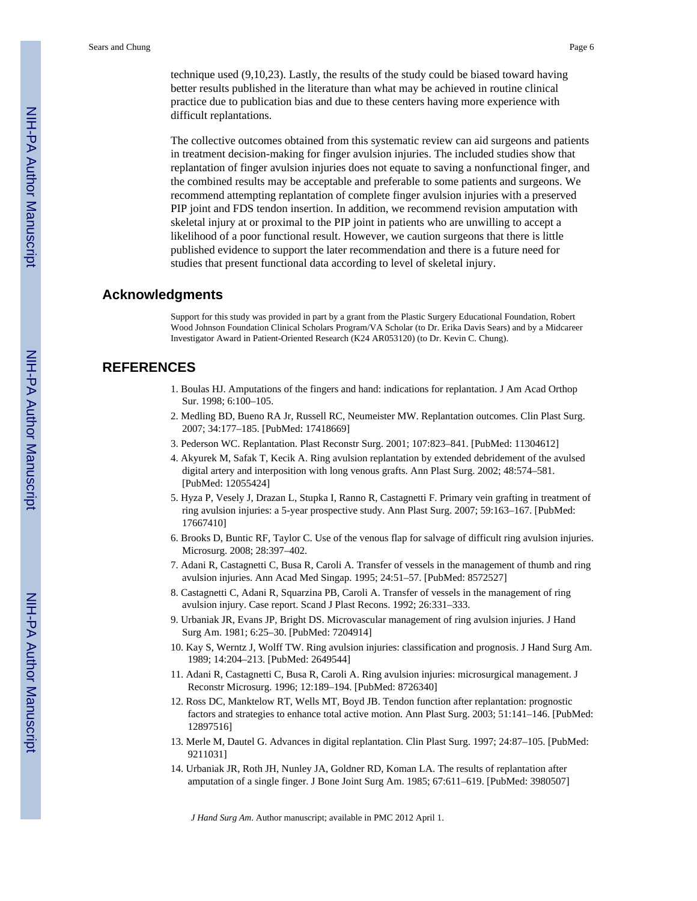technique used (9,10,23). Lastly, the results of the study could be biased toward having better results published in the literature than what may be achieved in routine clinical practice due to publication bias and due to these centers having more experience with difficult replantations.

The collective outcomes obtained from this systematic review can aid surgeons and patients in treatment decision-making for finger avulsion injuries. The included studies show that replantation of finger avulsion injuries does not equate to saving a nonfunctional finger, and the combined results may be acceptable and preferable to some patients and surgeons. We recommend attempting replantation of complete finger avulsion injuries with a preserved PIP joint and FDS tendon insertion. In addition, we recommend revision amputation with skeletal injury at or proximal to the PIP joint in patients who are unwilling to accept a likelihood of a poor functional result. However, we caution surgeons that there is little published evidence to support the later recommendation and there is a future need for studies that present functional data according to level of skeletal injury.

## Acknowledgments

Support for this study was provided in part by a grant from the Plastic Surgery Educational Foundation, Robert Wood Johnson Foundation Clinical Scholars Program/VA Scholar (to Dr. Erika Davis Sears) and by a Midcareer Investigator Award in Patient-Oriented Research (K24 AR053120) (to Dr. Kevin C. Chung).

## REFERENCES

1. Boulas HJ. Amputations of the fingers and hand: indications for replantation. J Am Acad Orthop Sur. 1998; 6:100–105.
2. Medling BD, Bueno RA Jr, Russell RC, Neumeister MW. Replantation outcomes. Clin Plast Surg. 2007; 34:177–185. [PubMed: 17418669]
3. Pederson WC. Replantation. Plast Reconstr Surg. 2001; 107:823–841. [PubMed: 11304612]
4. Akyurek M, Safak T, Kecik A. Ring avulsion replantation by extended debridement of the avulsed digital artery and interposition with long venous grafts. Ann Plast Surg. 2002; 48:574–581. [PubMed: 12055424]
5. Hyza P, Vesely J, Drazan L, Stupka I, Ranno R, Castagnetti F. Primary vein grafting in treatment of ring avulsion injuries: a 5-year prospective study. Ann Plast Surg. 2007; 59:163–167. [PubMed: 17667410]
6. Brooks D, Buntic RF, Taylor C. Use of the venous flap for salvage of difficult ring avulsion injuries. Microsurg. 2008; 28:397–402.
7. Adani R, Castagnetti C, Busa R, Caroli A. Transfer of vessels in the management of thumb and ring avulsion injuries. Ann Acad Med Singap. 1995; 24:51–57. [PubMed: 8572527]
8. Castagnetti C, Adani R, Squarzina PB, Caroli A. Transfer of vessels in the management of ring avulsion injury. Case report. Scand J Plast Recons. 1992; 26:331–333.
9. Urbaniak JR, Evans JP, Bright DS. Microvascular management of ring avulsion injuries. J Hand Surg Am. 1981; 6:25–30. [PubMed: 7204914]
10. Kay S, Werntz J, Wolff TW. Ring avulsion injuries: classification and prognosis. J Hand Surg Am. 1989; 14:204–213. [PubMed: 2649544]
11. Adani R, Castagnetti C, Busa R, Caroli A. Ring avulsion injuries: microsurgical management. J Reconstr Microsurg. 1996; 12:189–194. [PubMed: 8726340]
12. Ross DC, Manktelow RT, Wells MT, Boyd JB. Tendon function after replantation: prognostic factors and strategies to enhance total active motion. Ann Plast Surg. 2003; 51:141–146. [PubMed: 12897516]
13. Merle M, Dautel G. Advances in digital replantation. Clin Plast Surg. 1997; 24:87–105. [PubMed: 9211031]
14. Urbaniak JR, Roth JH, Nunley JA, Goldner RD, Koman LA. The results of replantation after amputation of a single finger. J Bone Joint Surg Am. 1985; 67:611–619. [PubMed: 3980507]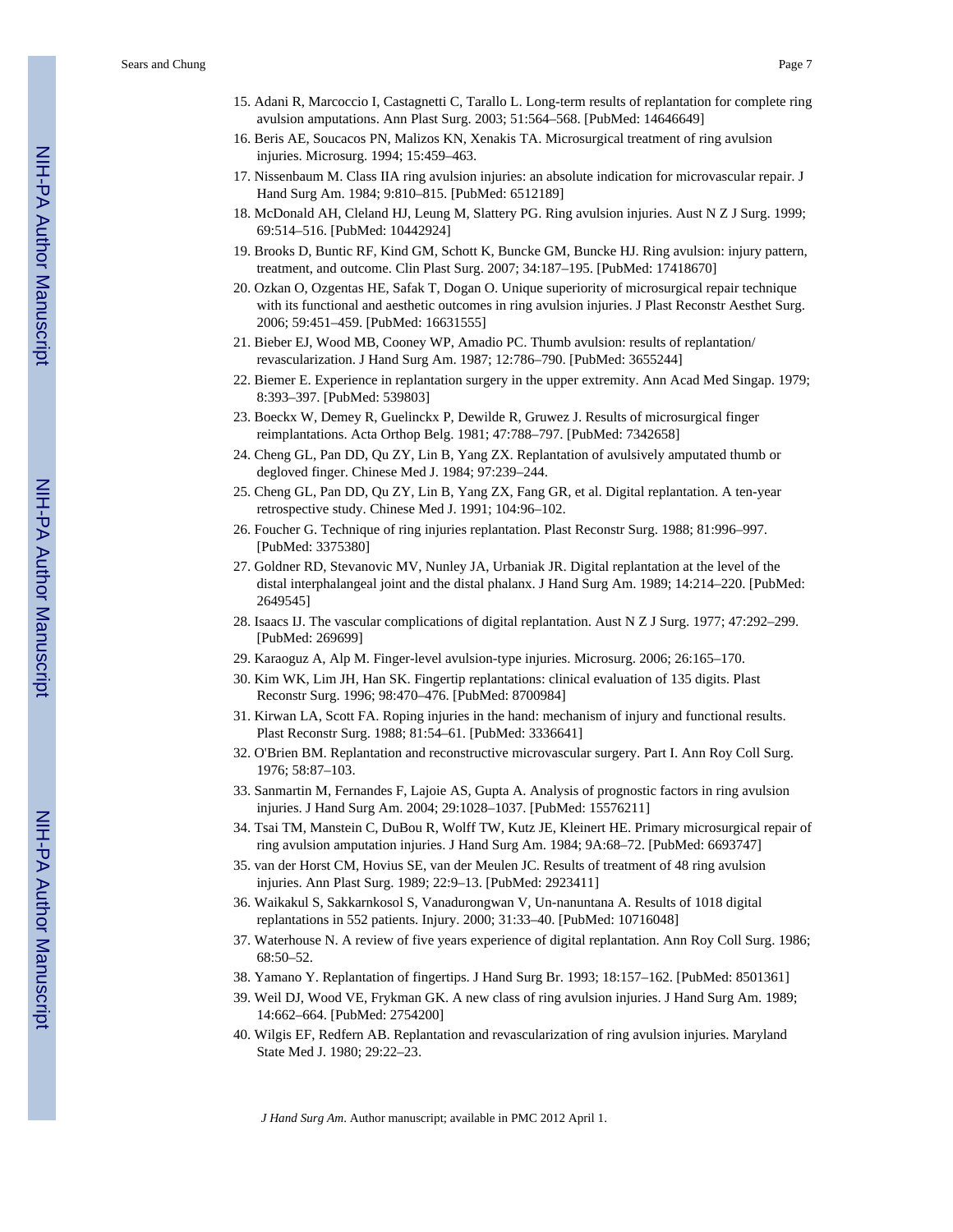15. Adani R, Marcoccio I, Castagnetti C, Tarallo L. Long-term results of replantation for complete ring avulsion amputations. Ann Plast Surg. 2003; 51:564–568. [PubMed: 14646649]
16. Beris AE, Soucacos PN, Malizos KN, Xenakis TA. Microsurgical treatment of ring avulsion injuries. Microsurg. 1994; 15:459–463.
17. Nissenbaum M. Class IIA ring avulsion injuries: an absolute indication for microvascular repair. J Hand Surg Am. 1984; 9:810–815. [PubMed: 6512189]
18. McDonald AH, Cleland HJ, Leung M, Slattery PG. Ring avulsion injuries. Aust N Z J Surg. 1999; 69:514–516. [PubMed: 10442924]
19. Brooks D, Buntic RF, Kind GM, Schott K, Buncke GM, Buncke HJ. Ring avulsion: injury pattern, treatment, and outcome. Clin Plast Surg. 2007; 34:187–195. [PubMed: 17418670]
20. Ozkan O, Ozgentas HE, Safak T, Dogan O. Unique superiority of microsurgical repair technique with its functional and aesthetic outcomes in ring avulsion injuries. J Plast Reconstr Aesthet Surg. 2006; 59:451–459. [PubMed: 16631555]
21. Bieber EJ, Wood MB, Cooney WP, Amadio PC. Thumb avulsion: results of replantation/ revascularization. J Hand Surg Am. 1987; 12:786–790. [PubMed: 3655244]
22. Biemer E. Experience in replantation surgery in the upper extremity. Ann Acad Med Singap. 1979; 8:393–397. [PubMed: 539803]
23. Boeckx W, Demey R, Guelinckx P, Dewilde R, Gruwez J. Results of microsurgical finger reimplantations. Acta Orthop Belg. 1981; 47:788–797. [PubMed: 7342658]
24. Cheng GL, Pan DD, Qu ZY, Lin B, Yang ZX. Replantation of avulsively amputated thumb or degloved finger. Chinese Med J. 1984; 97:239–244.
25. Cheng GL, Pan DD, Qu ZY, Lin B, Yang ZX, Fang GR, et al. Digital replantation. A ten-year retrospective study. Chinese Med J. 1991; 104:96–102.
26. Foucher G. Technique of ring injuries replantation. Plast Reconstr Surg. 1988; 81:996–997. [PubMed: 3375380]
27. Goldner RD, Stevanovic MV, Nunley JA, Urbaniak JR. Digital replantation at the level of the distal interphalangeal joint and the distal phalanx. J Hand Surg Am. 1989; 14:214–220. [PubMed: 2649545]
28. Isaacs IJ. The vascular complications of digital replantation. Aust N Z J Surg. 1977; 47:292–299. [PubMed: 269699]
29. Karaoguz A, Alp M. Finger-level avulsion-type injuries. Microsurg. 2006; 26:165–170.
30. Kim WK, Lim JH, Han SK. Fingertip replantations: clinical evaluation of 135 digits. Plast Reconstr Surg. 1996; 98:470–476. [PubMed: 8700984]
31. Kirwan LA, Scott FA. Roping injuries in the hand: mechanism of injury and functional results. Plast Reconstr Surg. 1988; 81:54–61. [PubMed: 3336641]
32. O'Brien BM. Replantation and reconstructive microvascular surgery. Part I. Ann Roy Coll Surg. 1976; 58:87–103.
33. Sanmartin M, Fernandes F, Lajoie AS, Gupta A. Analysis of prognostic factors in ring avulsion injuries. J Hand Surg Am. 2004; 29:1028–1037. [PubMed: 15576211]
34. Tsai TM, Manstein C, DuBou R, Wolff TW, Kutz JE, Kleinert HE. Primary microsurgical repair of ring avulsion amputation injuries. J Hand Surg Am. 1984; 9A:68–72. [PubMed: 6693747]
35. van der Horst CM, Hovius SE, van der Meulen JC. Results of treatment of 48 ring avulsion injuries. Ann Plast Surg. 1989; 22:9–13. [PubMed: 2923411]
36. Waikakul S, Sakkarnkosol S, Vanadurongwan V, Un-nanuntana A. Results of 1018 digital replantations in 552 patients. Injury. 2000; 31:33–40. [PubMed: 10716048]
37. Waterhouse N. A review of five years experience of digital replantation. Ann Roy Coll Surg. 1986; 68:50–52.
38. Yamano Y. Replantation of fingertips. J Hand Surg Br. 1993; 18:157–162. [PubMed: 8501361]
39. Weil DJ, Wood VE, Frykman GK. A new class of ring avulsion injuries. J Hand Surg Am. 1989; 14:662–664. [PubMed: 2754200]
40. Wilgis EF, Redfern AB. Replantation and revascularization of ring avulsion injuries. Maryland State Med J. 1980; 29:22–23.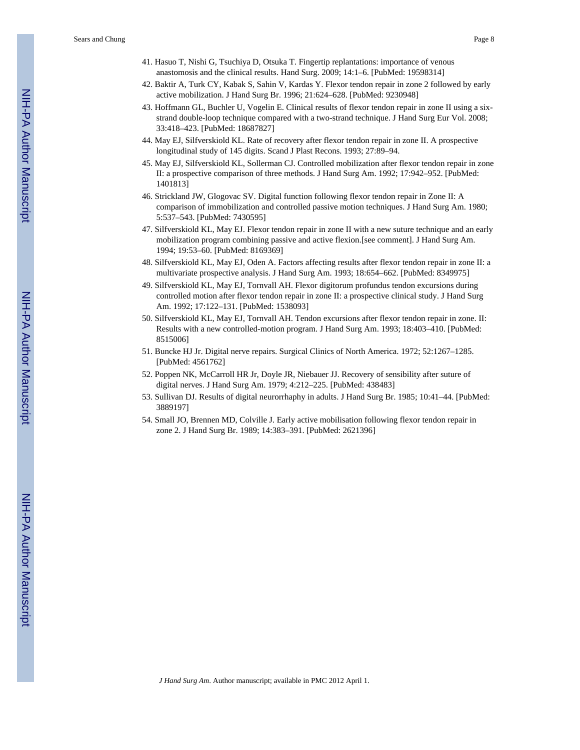41. Hasuo T, Nishi G, Tsuchiya D, Otsuka T. Fingertip replantations: importance of venous anastomosis and the clinical results. Hand Surg. 2009; 14:1–6. [PubMed: 19598314]
42. Baktir A, Turk CY, Kabak S, Sahin V, Kardas Y. Flexor tendon repair in zone 2 followed by early active mobilization. J Hand Surg Br. 1996; 21:624–628. [PubMed: 9230948]
43. Hoffmann GL, Buchler U, Vogelin E. Clinical results of flexor tendon repair in zone II using a six-strand double-loop technique compared with a two-strand technique. J Hand Surg Eur Vol. 2008; 33:418–423. [PubMed: 18687827]
44. May EJ, Silfverskiold KL. Rate of recovery after flexor tendon repair in zone II. A prospective longitudinal study of 145 digits. Scand J Plast Recons. 1993; 27:89–94.
45. May EJ, Silfverskiold KL, Sollerman CJ. Controlled mobilization after flexor tendon repair in zone II: a prospective comparison of three methods. J Hand Surg Am. 1992; 17:942–952. [PubMed: 1401813]
46. Strickland JW, Glogovac SV. Digital function following flexor tendon repair in Zone II: A comparison of immobilization and controlled passive motion techniques. J Hand Surg Am. 1980; 5:537–543. [PubMed: 7430595]
47. Silfverskiold KL, May EJ. Flexor tendon repair in zone II with a new suture technique and an early mobilization program combining passive and active flexion.[see comment]. J Hand Surg Am. 1994; 19:53–60. [PubMed: 8169369]
48. Silfverskiold KL, May EJ, Oden A. Factors affecting results after flexor tendon repair in zone II: a multivariate prospective analysis. J Hand Surg Am. 1993; 18:654–662. [PubMed: 8349975]
49. Silfverskiold KL, May EJ, Tornvall AH. Flexor digitorum profundus tendon excursions during controlled motion after flexor tendon repair in zone II: a prospective clinical study. J Hand Surg Am. 1992; 17:122–131. [PubMed: 1538093]
50. Silfverskiold KL, May EJ, Tornvall AH. Tendon excursions after flexor tendon repair in zone. II: Results with a new controlled-motion program. J Hand Surg Am. 1993; 18:403–410. [PubMed: 8515006]
51. Buncke HJ Jr. Digital nerve repairs. Surgical Clinics of North America. 1972; 52:1267–1285. [PubMed: 4561762]
52. Poppen NK, McCarroll HR Jr, Doyle JR, Niebauer JJ. Recovery of sensibility after suture of digital nerves. J Hand Surg Am. 1979; 4:212–225. [PubMed: 438483]
53. Sullivan DJ. Results of digital neurorrhaphy in adults. J Hand Surg Br. 1985; 10:41–44. [PubMed: 3889197]
54. Small JO, Brennen MD, Colville J. Early active mobilisation following flexor tendon repair in zone 2. J Hand Surg Br. 1989; 14:383–391. [PubMed: 2621396]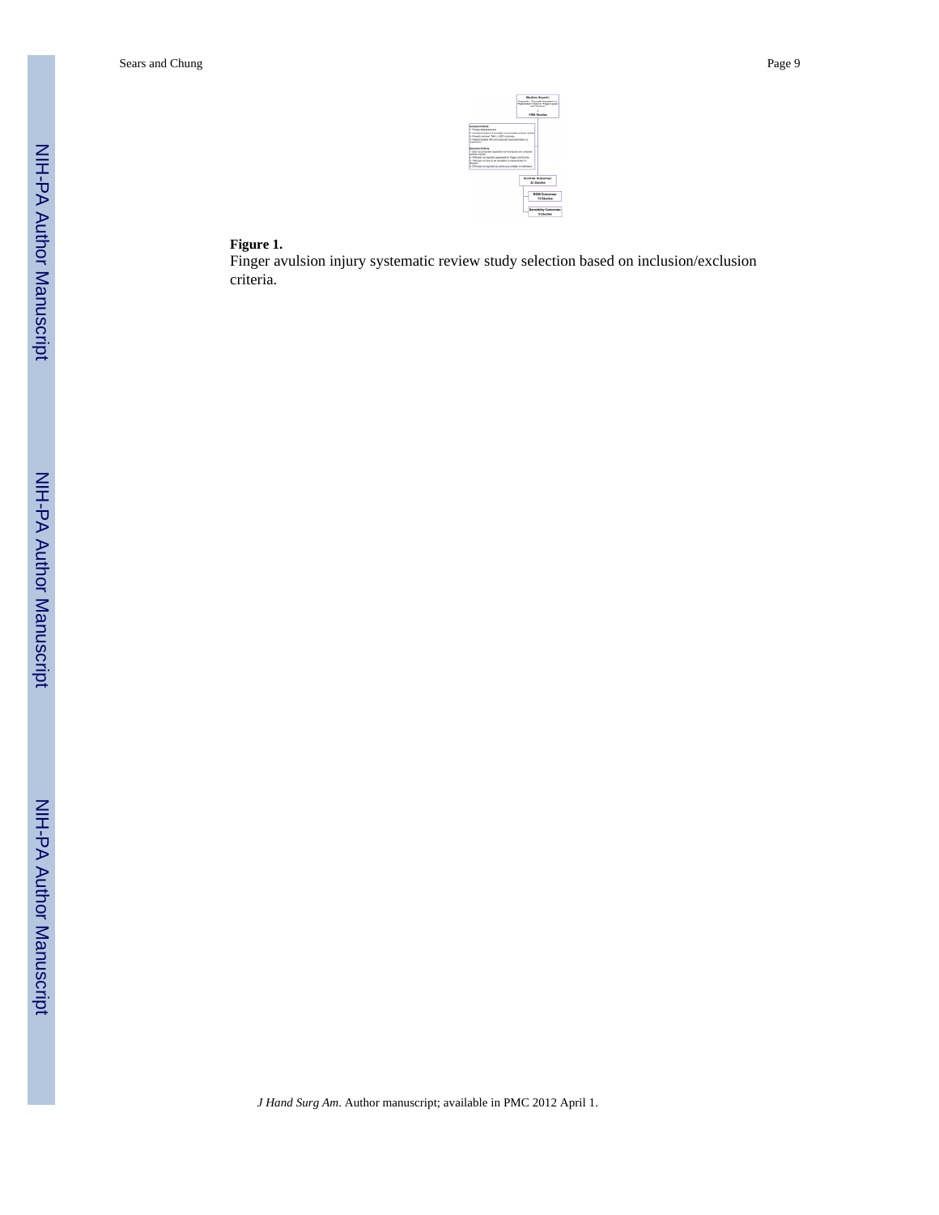**Figure 1.**

Finger avulsion injury systematic review study selection based on inclusion/exclusion criteria.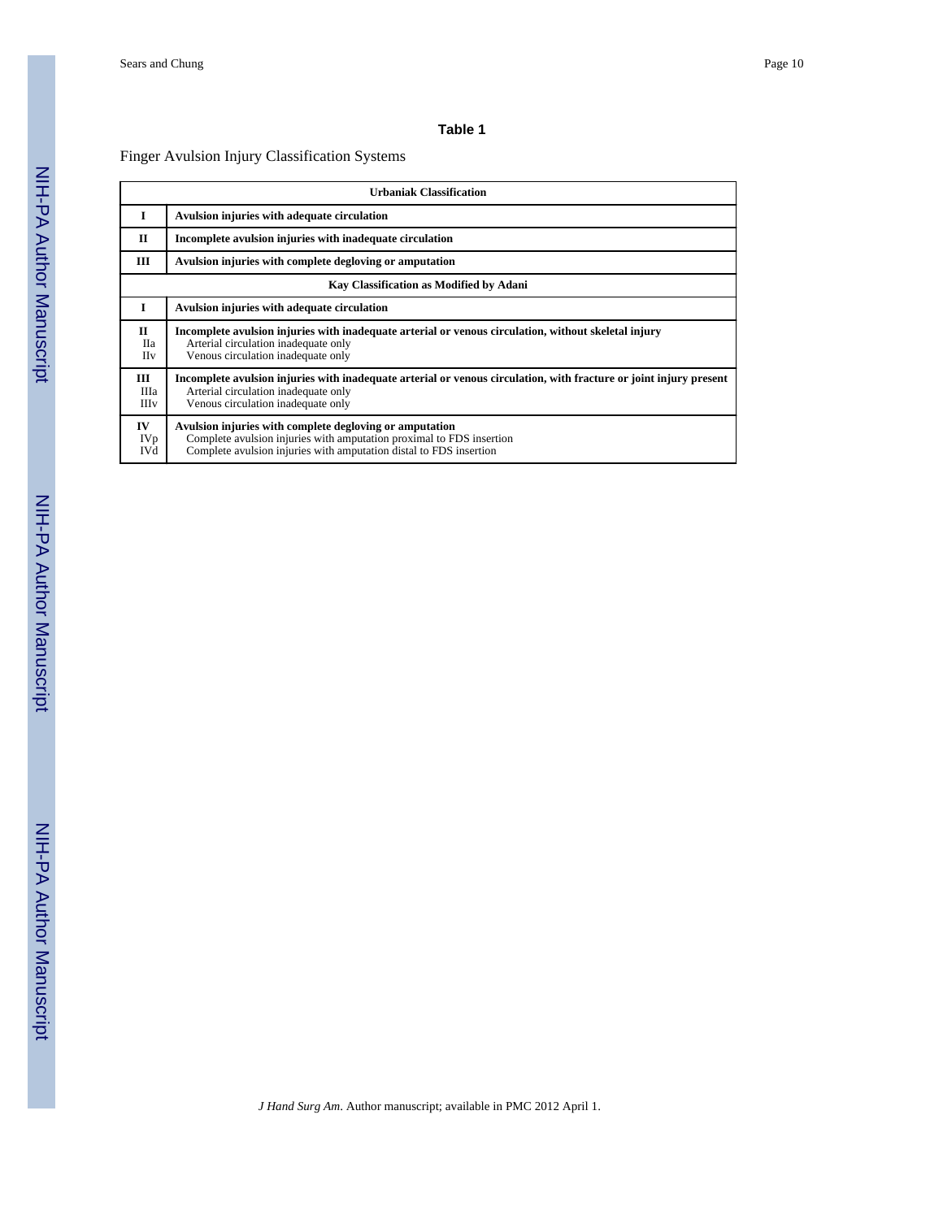**Table 1**

Finger Avulsion Injury Classification Systems

| Urbaniak Classification | |
|---|---|
| **I** | **Avulsion injuries with adequate circulation** |
| **II** | **Incomplete avulsion injuries with inadequate circulation** |
| **III** | **Avulsion injuries with complete degloving or amputation** |
| **Kay Classification as Modified by Adani** | |
| **I** | **Avulsion injuries with adequate circulation** |
| **II**<br>IIa<br>IIv | **Incomplete avulsion injuries with inadequate arterial or venous circulation, without skeletal injury**<br>Arterial circulation inadequate only<br>Venous circulation inadequate only |
| **III**<br>IIIa<br>IIIv | **Incomplete avulsion injuries with inadequate arterial or venous circulation, with fracture or joint injury present**<br>Arterial circulation inadequate only<br>Venous circulation inadequate only |
| **IV**<br>IVp<br>IVd | **Avulsion injuries with complete degloving or amputation**<br>Complete avulsion injuries with amputation proximal to FDS insertion<br>Complete avulsion injuries with amputation distal to FDS insertion |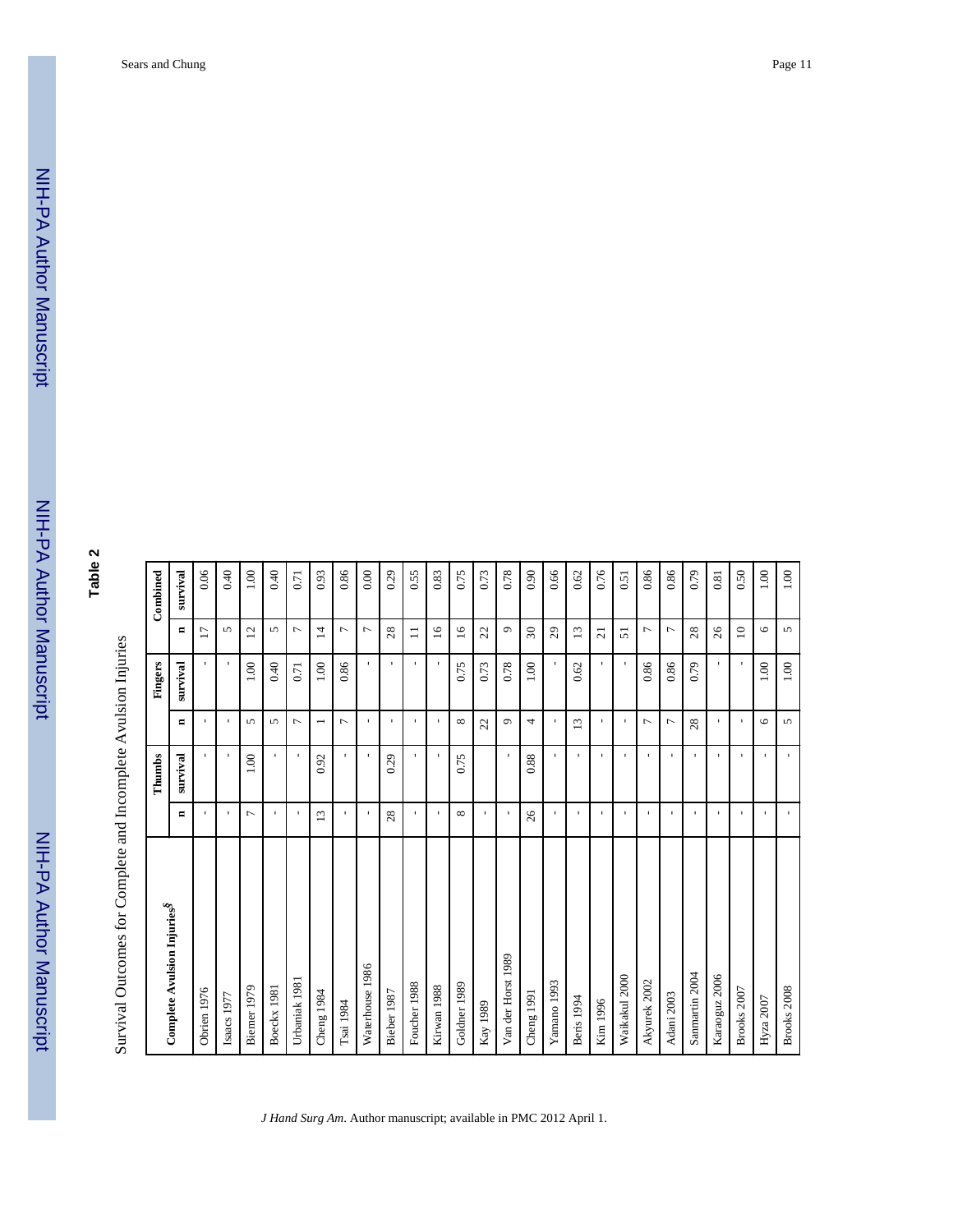## Table 2

Survival Outcomes for Complete and Incomplete Avulsion Injuries

| Complete Avulsion Injuries[§] | Thumbs | | Fingers | | Combined | |
|---|---|---|---|---|---|---|
| | n | survival | n | survival | n | survival |
| Obrien 1976 | - | - | - | - | 17 | 0.06 |
| Isaacs 1977 | - | - | - | - | 5 | 0.40 |
| Biemer 1979 | 7 | 1.00 | 5 | 1.00 | 12 | 1.00 |
| Boeckx 1981 | - | - | 5 | 0.40 | 5 | 0.40 |
| Urbaniak 1981 | - | - | 7 | 0.71 | 7 | 0.71 |
| Cheng 1984 | 13 | 0.92 | 1 | 1.00 | 14 | 0.93 |
| Tsai 1984 | - | - | 7 | 0.86 | 7 | 0.86 |
| Waterhouse 1986 | - | - | - | - | 7 | 0.00 |
| Bieber 1987 | 28 | 0.29 | - | - | 28 | 0.29 |
| Foucher 1988 | - | - | - | - | 11 | 0.55 |
| Kirwan 1988 | - | - | - | - | 16 | 0.83 |
| Goldner 1989 | 8 | 0.75 | 8 | 0.75 | 16 | 0.75 |
| Kay 1989 | - | | 22 | 0.73 | 22 | 0.73 |
| Van der Horst 1989 | - | - | 9 | 0.78 | 9 | 0.78 |
| Cheng 1991 | 26 | 0.88 | 4 | 1.00 | 30 | 0.90 |
| Yamano 1993 | - | - | - | - | 29 | 0.66 |
| Beris 1994 | - | - | 13 | 0.62 | 13 | 0.62 |
| Kim 1996 | - | - | - | - | 21 | 0.76 |
| Waikakul 2000 | - | - | - | - | 51 | 0.51 |
| Akyurek 2002 | - | - | 7 | 0.86 | 7 | 0.86 |
| Adani 2003 | - | - | 7 | 0.86 | 7 | 0.86 |
| Sanmartin 2004 | - | - | 28 | 0.79 | 28 | 0.79 |
| Karaoguz 2006 | - | - | - | - | 26 | 0.81 |
| Brooks 2007 | - | - | - | - | 10 | 0.50 |
| Hyza 2007 | - | - | 6 | 1.00 | 6 | 1.00 |
| Brooks 2008 | - | - | 5 | 1.00 | 5 | 1.00 |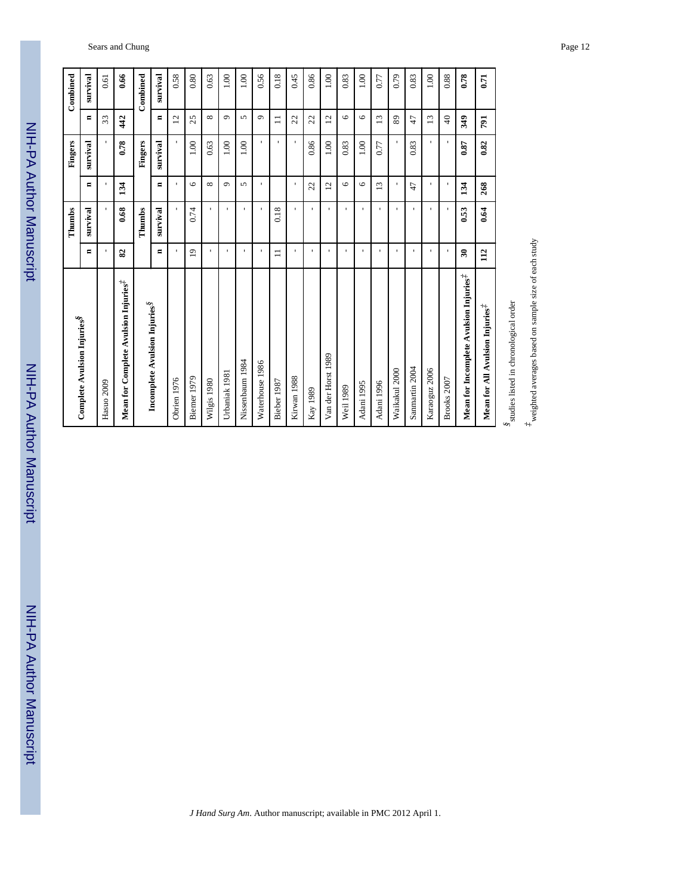| Complete Avulsion Injuries[§] | Thumbs | | Fingers | | Combined | |
|---|---|---|---|---|---|---|
| | n | survival | n | survival | n | survival |
| Hasuo 2009 | - | | - | - | 33 | 0.61 |
| **Mean for Complete Avulsion Injuries[‡]** | **82** | **0.68** | **134** | **0.78** | **442** | **0.66** |
| **Incomplete Avulsion Injuries[§]** | **Thumbs** | | **Fingers** | | **Combined** | |
| | **n** | **survival** | **n** | **survival** | **n** | **survival** |
| Obrien 1976 | - | - | - | - | 12 | 0.58 |
| Biemer 1979 | 19 | 0.74 | 6 | 1.00 | 25 | 0.80 |
| Wilgis 1980 | - | - | 8 | 0.63 | 8 | 0.63 |
| Urbaniak 1981 | - | - | 9 | 1.00 | 9 | 1.00 |
| Nissenbaum 1984 | - | - | 5 | 1.00 | 5 | 1.00 |
| Waterhouse 1986 | - | - | - | - | 9 | 0.56 |
| Bieber 1987 | 11 | 0.18 | | - | 11 | 0.18 |
| Kirwan 1988 | - | - | - | - | 22 | 0.45 |
| Kay 1989 | - | - | 22 | 0.86 | 22 | 0.86 |
| Van der Horst 1989 | - | - | 12 | 1.00 | 12 | 1.00 |
| Weil 1989 | - | - | 6 | 0.83 | 6 | 0.83 |
| Adani 1995 | - | - | 6 | 1.00 | 6 | 1.00 |
| Adani 1996 | - | - | 13 | 0.77 | 13 | 0.77 |
| Waikakul 2000 | - | - | - | - | 89 | 0.79 |
| Sanmartin 2004 | - | - | 47 | 0.83 | 47 | 0.83 |
| Karaoguz 2006 | - | - | - | - | 13 | 1.00 |
| Brooks 2007 | - | - | - | - | 40 | 0.88 |
| **Mean for Incomplete Avulsion Injuries[‡]** | **30** | **0.53** | **134** | **0.87** | **349** | **0.78** |
| **Mean for All Avulsion Injuries[‡]** | **112** | **0.64** | **268** | **0.82** | **791** | **0.71** |

[§] studies listed in chronological order

[‡] weighted averages based on sample size of each study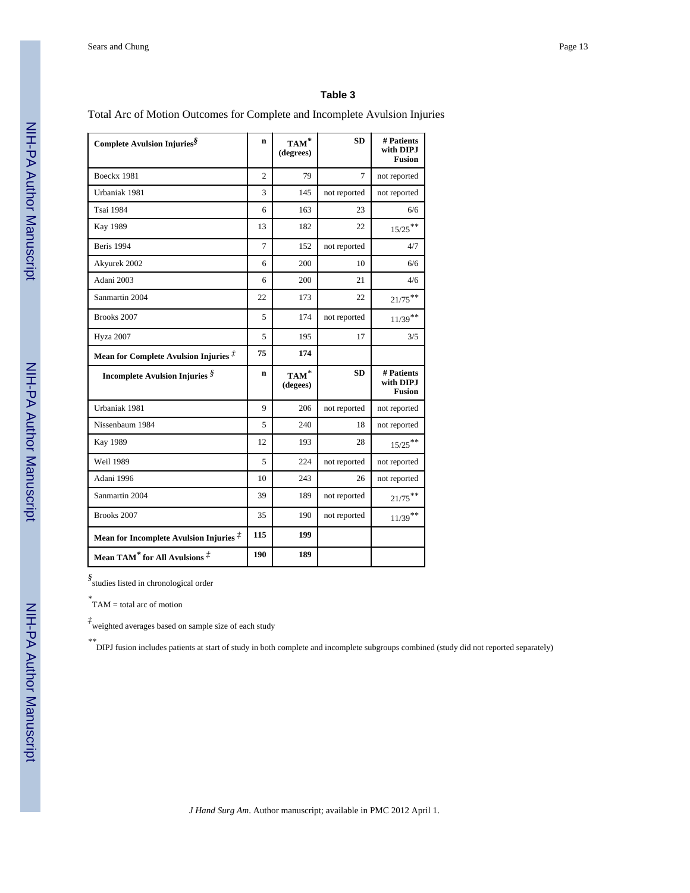**Table 3**

Total Arc of Motion Outcomes for Complete and Incomplete Avulsion Injuries

| Complete Avulsion Injuries[§] | n | TAM[*] (degrees) | SD | # Patients with DIPJ Fusion |
|---|---|---|---|---|
| Boeckx 1981 | 2 | 79 | 7 | not reported |
| Urbaniak 1981 | 3 | 145 | not reported | not reported |
| Tsai 1984 | 6 | 163 | 23 | 6/6 |
| Kay 1989 | 13 | 182 | 22 | 15/25[**] |
| Beris 1994 | 7 | 152 | not reported | 4/7 |
| Akyurek 2002 | 6 | 200 | 10 | 6/6 |
| Adani 2003 | 6 | 200 | 21 | 4/6 |
| Sanmartin 2004 | 22 | 173 | 22 | 21/75[**] |
| Brooks 2007 | 5 | 174 | not reported | 11/39[**] |
| Hyza 2007 | 5 | 195 | 17 | 3/5 |
| **Mean for Complete Avulsion Injuries [‡]** | **75** | **174** | | |
| **Incomplete Avulsion Injuries [§]** | **n** | **TAM[*] (degees)** | **SD** | **# Patients with DIPJ Fusion** |
| Urbaniak 1981 | 9 | 206 | not reported | not reported |
| Nissenbaum 1984 | 5 | 240 | 18 | not reported |
| Kay 1989 | 12 | 193 | 28 | 15/25[**] |
| Weil 1989 | 5 | 224 | not reported | not reported |
| Adani 1996 | 10 | 243 | 26 | not reported |
| Sanmartin 2004 | 39 | 189 | not reported | 21/75[**] |
| Brooks 2007 | 35 | 190 | not reported | 11/39[**] |
| **Mean for Incomplete Avulsion Injuries [‡]** | **115** | **199** | | |
| **Mean TAM[*] for All Avulsions [‡]** | **190** | **189** | | |

[§] studies listed in chronological order

[*] TAM = total arc of motion

[‡] weighted averages based on sample size of each study

[**] DIPJ fusion includes patients at start of study in both complete and incomplete subgroups combined (study did not reported separately)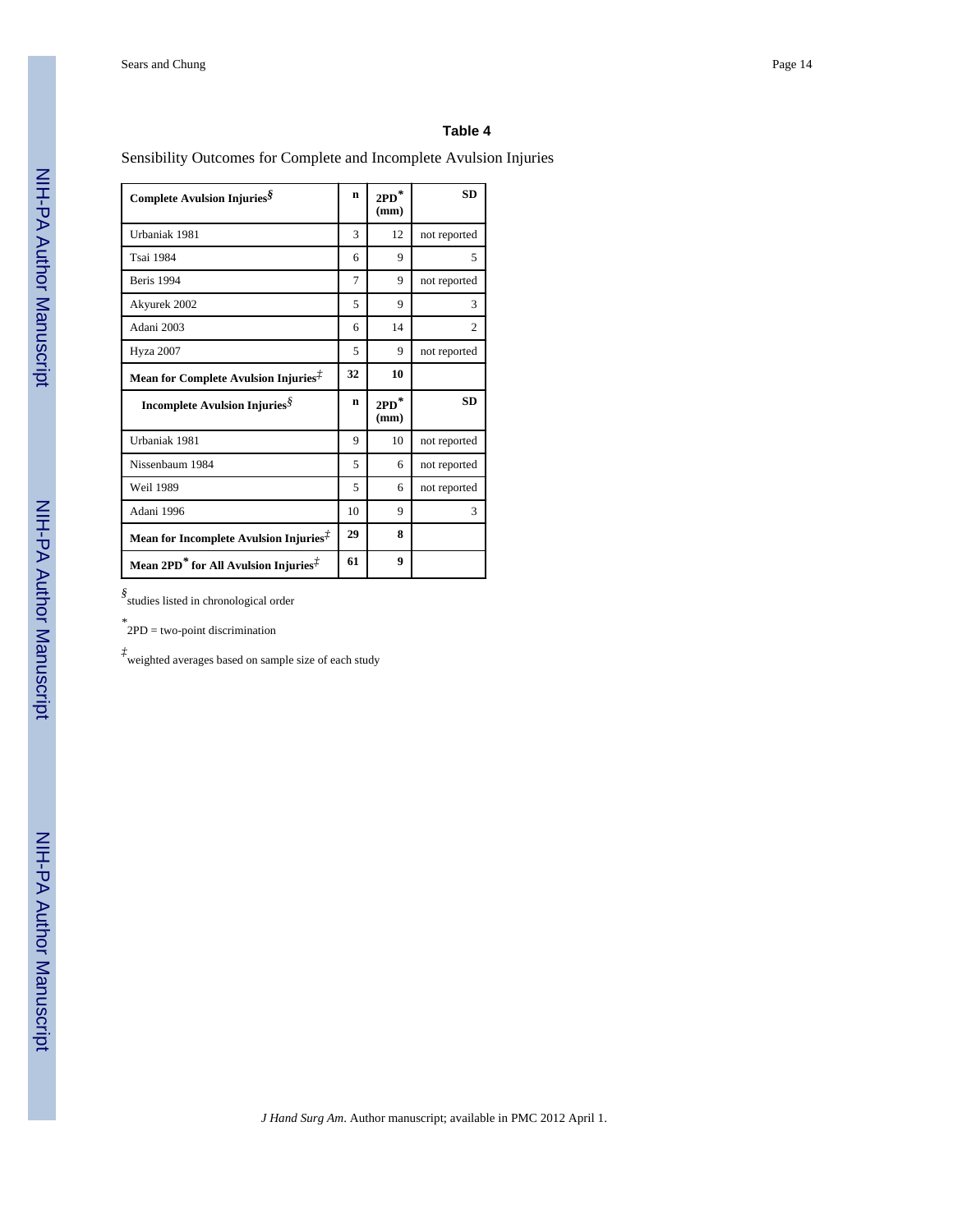**Table 4**

Sensibility Outcomes for Complete and Incomplete Avulsion Injuries

| **Complete Avulsion Injuries**[§] | **n** | **2PD**[*] **(mm)** | **SD** |
|---|---|---|---|
| Urbaniak 1981 | 3 | 12 | not reported |
| Tsai 1984 | 6 | 9 | 5 |
| Beris 1994 | 7 | 9 | not reported |
| Akyurek 2002 | 5 | 9 | 3 |
| Adani 2003 | 6 | 14 | 2 |
| Hyza 2007 | 5 | 9 | not reported |
| **Mean for Complete Avulsion Injuries**[‡] | **32** | **10** | |
| **Incomplete Avulsion Injuries**[§] | **n** | **2PD**[*] **(mm)** | **SD** |
| Urbaniak 1981 | 9 | 10 | not reported |
| Nissenbaum 1984 | 5 | 6 | not reported |
| Weil 1989 | 5 | 6 | not reported |
| Adani 1996 | 10 | 9 | 3 |
| **Mean for Incomplete Avulsion Injuries**[‡] | **29** | **8** | |
| **Mean 2PD**[*] **for All Avulsion Injuries**[‡] | **61** | **9** | |

[§] studies listed in chronological order

[*] 2PD = two-point discrimination

[‡] weighted averages based on sample size of each study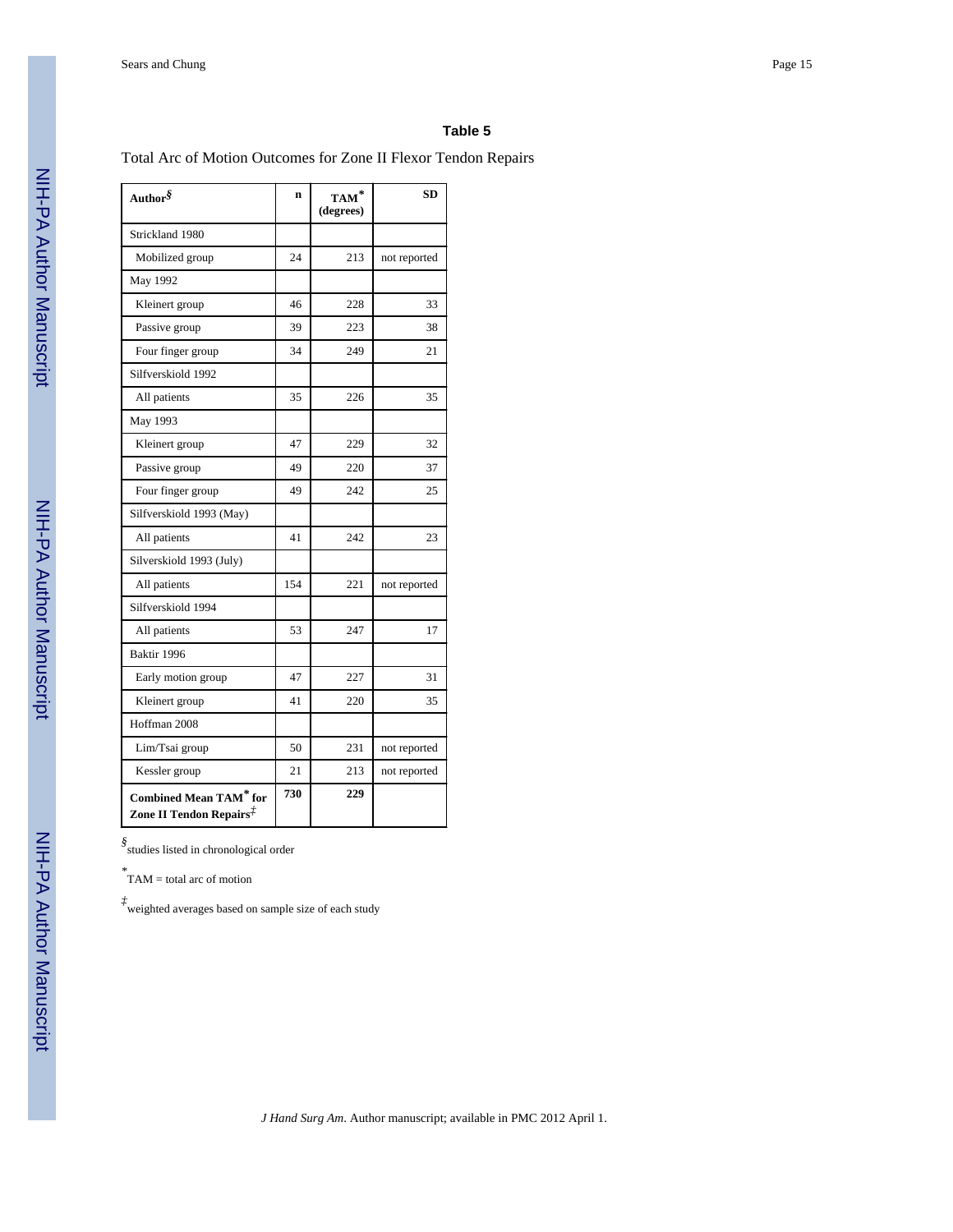**Table 5**

Total Arc of Motion Outcomes for Zone II Flexor Tendon Repairs

| Author[§] | n | TAM[*] (degrees) | SD |
|---|---|---|---|
| Strickland 1980 | | | |
| Mobilized group | 24 | 213 | not reported |
| May 1992 | | | |
| Kleinert group | 46 | 228 | 33 |
| Passive group | 39 | 223 | 38 |
| Four finger group | 34 | 249 | 21 |
| Silfverskiold 1992 | | | |
| All patients | 35 | 226 | 35 |
| May 1993 | | | |
| Kleinert group | 47 | 229 | 32 |
| Passive group | 49 | 220 | 37 |
| Four finger group | 49 | 242 | 25 |
| Silfverskiold 1993 (May) | | | |
| All patients | 41 | 242 | 23 |
| Silverskiold 1993 (July) | | | |
| All patients | 154 | 221 | not reported |
| Silfverskiold 1994 | | | |
| All patients | 53 | 247 | 17 |
| Baktir 1996 | | | |
| Early motion group | 47 | 227 | 31 |
| Kleinert group | 41 | 220 | 35 |
| Hoffman 2008 | | | |
| Lim/Tsai group | 50 | 231 | not reported |
| Kessler group | 21 | 213 | not reported |
| **Combined Mean TAM[*] for Zone II Tendon Repairs[‡]** | **730** | **229** | |

[§] studies listed in chronological order

[*] TAM = total arc of motion

[‡] weighted averages based on sample size of each study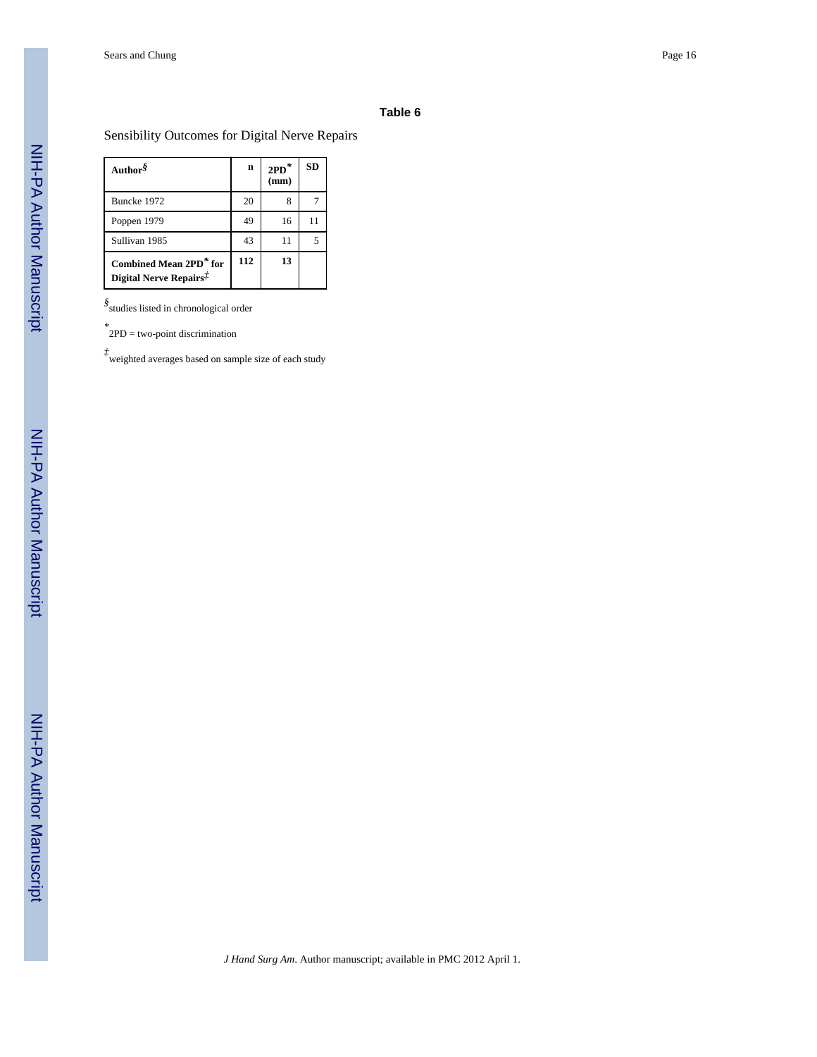**Table 6**

Sensibility Outcomes for Digital Nerve Repairs

| Author[§] | n | 2PD[*] (mm) | SD |
| --- | --- | --- | --- |
| Buncke 1972 | 20 | 8 | 7 |
| Poppen 1979 | 49 | 16 | 11 |
| Sullivan 1985 | 43 | 11 | 5 |
| **Combined Mean 2PD[*] for Digital Nerve Repairs[‡]** | **112** | **13** | |

[§] studies listed in chronological order

[*] 2PD = two-point discrimination

[‡] weighted averages based on sample size of each study